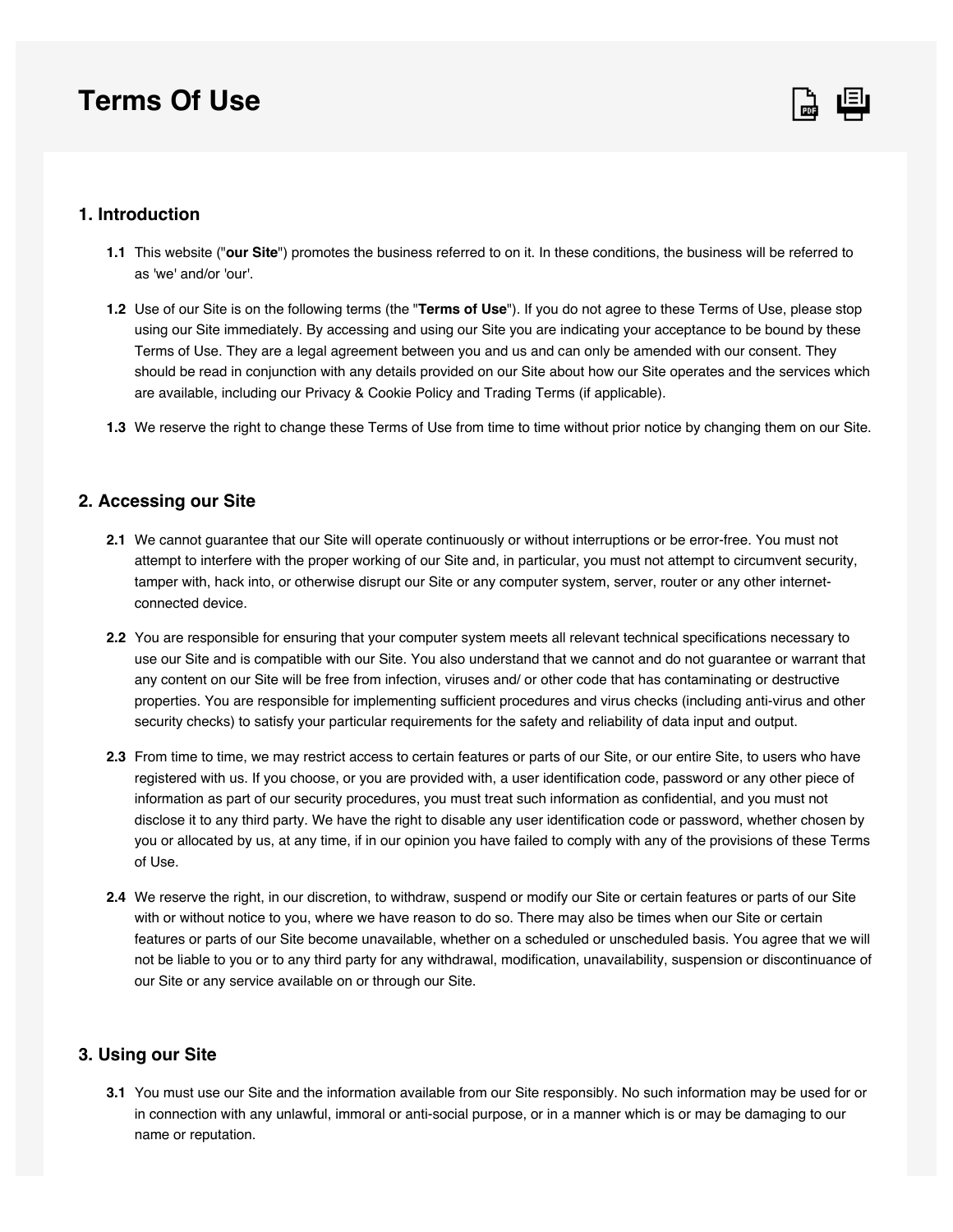# Terms Of Use

## 1. Introduction

**1.1** This website ("**our Site**") promotes the business referred to on it. In these conditions, the business will be referred to as 'we' and/or 'our'.

**1.2** Use of our Site is on the following terms (the "**Terms of Use**"). If you do not agree to these Terms of Use, please stop using our Site immediately. By accessing and using our Site you are indicating your acceptance to be bound by these Terms of Use. They are a legal agreement between you and us and can only be amended with our consent. They should be read in conjunction with any details provided on our Site about how our Site operates and the services which are available, including our Privacy & Cookie Policy and Trading Terms (if applicable).

**1.3** We reserve the right to change these Terms of Use from time to time without prior notice by changing them on our Site.

## 2. Accessing our Site

**2.1** We cannot guarantee that our Site will operate continuously or without interruptions or be error-free. You must not attempt to interfere with the proper working of our Site and, in particular, you must not attempt to circumvent security, tamper with, hack into, or otherwise disrupt our Site or any computer system, server, router or any other internet-connected device.

**2.2** You are responsible for ensuring that your computer system meets all relevant technical specifications necessary to use our Site and is compatible with our Site. You also understand that we cannot and do not guarantee or warrant that any content on our Site will be free from infection, viruses and/ or other code that has contaminating or destructive properties. You are responsible for implementing sufficient procedures and virus checks (including anti-virus and other security checks) to satisfy your particular requirements for the safety and reliability of data input and output.

**2.3** From time to time, we may restrict access to certain features or parts of our Site, or our entire Site, to users who have registered with us. If you choose, or you are provided with, a user identification code, password or any other piece of information as part of our security procedures, you must treat such information as confidential, and you must not disclose it to any third party. We have the right to disable any user identification code or password, whether chosen by you or allocated by us, at any time, if in our opinion you have failed to comply with any of the provisions of these Terms of Use.

**2.4** We reserve the right, in our discretion, to withdraw, suspend or modify our Site or certain features or parts of our Site with or without notice to you, where we have reason to do so. There may also be times when our Site or certain features or parts of our Site become unavailable, whether on a scheduled or unscheduled basis. You agree that we will not be liable to you or to any third party for any withdrawal, modification, unavailability, suspension or discontinuance of our Site or any service available on or through our Site.

## 3. Using our Site

**3.1** You must use our Site and the information available from our Site responsibly. No such information may be used for or in connection with any unlawful, immoral or anti-social purpose, or in a manner which is or may be damaging to our name or reputation.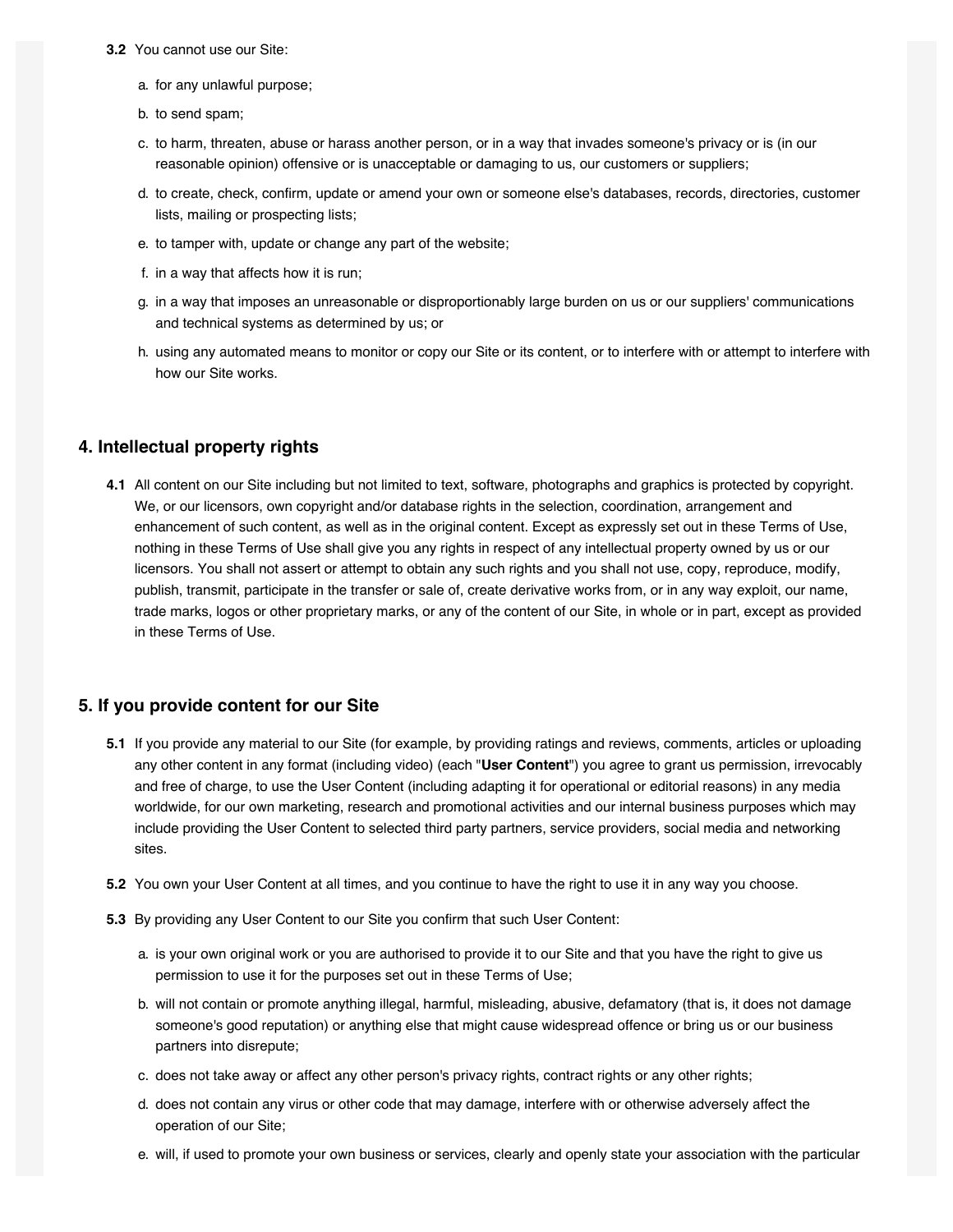**3.2** You cannot use our Site:

a. for any unlawful purpose;

b. to send spam;

c. to harm, threaten, abuse or harass another person, or in a way that invades someone's privacy or is (in our reasonable opinion) offensive or is unacceptable or damaging to us, our customers or suppliers;

d. to create, check, confirm, update or amend your own or someone else's databases, records, directories, customer lists, mailing or prospecting lists;

e. to tamper with, update or change any part of the website;

f. in a way that affects how it is run;

g. in a way that imposes an unreasonable or disproportionably large burden on us or our suppliers' communications and technical systems as determined by us; or

h. using any automated means to monitor or copy our Site or its content, or to interfere with or attempt to interfere with how our Site works.

## 4. Intellectual property rights

**4.1** All content on our Site including but not limited to text, software, photographs and graphics is protected by copyright. We, or our licensors, own copyright and/or database rights in the selection, coordination, arrangement and enhancement of such content, as well as in the original content. Except as expressly set out in these Terms of Use, nothing in these Terms of Use shall give you any rights in respect of any intellectual property owned by us or our licensors. You shall not assert or attempt to obtain any such rights and you shall not use, copy, reproduce, modify, publish, transmit, participate in the transfer or sale of, create derivative works from, or in any way exploit, our name, trade marks, logos or other proprietary marks, or any of the content of our Site, in whole or in part, except as provided in these Terms of Use.

## 5. If you provide content for our Site

**5.1** If you provide any material to our Site (for example, by providing ratings and reviews, comments, articles or uploading any other content in any format (including video) (each "**User Content**") you agree to grant us permission, irrevocably and free of charge, to use the User Content (including adapting it for operational or editorial reasons) in any media worldwide, for our own marketing, research and promotional activities and our internal business purposes which may include providing the User Content to selected third party partners, service providers, social media and networking sites.

**5.2** You own your User Content at all times, and you continue to have the right to use it in any way you choose.

**5.3** By providing any User Content to our Site you confirm that such User Content:

a. is your own original work or you are authorised to provide it to our Site and that you have the right to give us permission to use it for the purposes set out in these Terms of Use;

b. will not contain or promote anything illegal, harmful, misleading, abusive, defamatory (that is, it does not damage someone's good reputation) or anything else that might cause widespread offence or bring us or our business partners into disrepute;

c. does not take away or affect any other person's privacy rights, contract rights or any other rights;

d. does not contain any virus or other code that may damage, interfere with or otherwise adversely affect the operation of our Site;

e. will, if used to promote your own business or services, clearly and openly state your association with the particular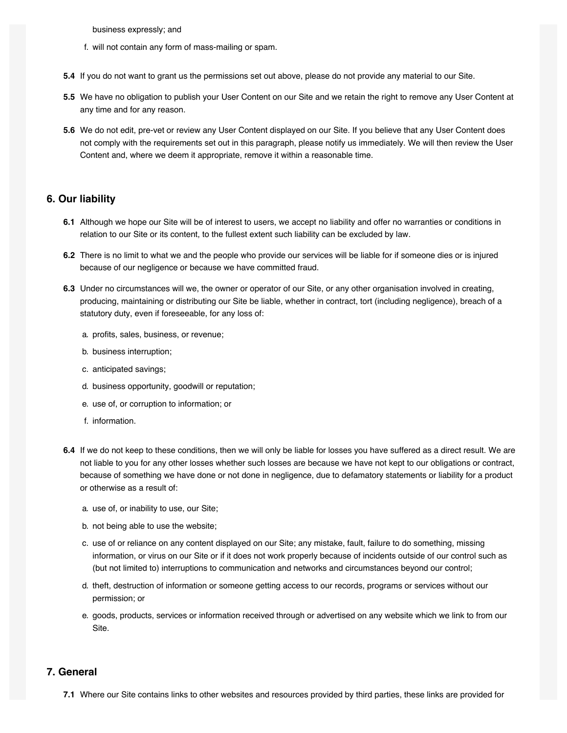business expressly; and

f. will not contain any form of mass-mailing or spam.

**5.4** If you do not want to grant us the permissions set out above, please do not provide any material to our Site.

**5.5** We have no obligation to publish your User Content on our Site and we retain the right to remove any User Content at any time and for any reason.

**5.6** We do not edit, pre-vet or review any User Content displayed on our Site. If you believe that any User Content does not comply with the requirements set out in this paragraph, please notify us immediately. We will then review the User Content and, where we deem it appropriate, remove it within a reasonable time.

## 6. Our liability

**6.1** Although we hope our Site will be of interest to users, we accept no liability and offer no warranties or conditions in relation to our Site or its content, to the fullest extent such liability can be excluded by law.

**6.2** There is no limit to what we and the people who provide our services will be liable for if someone dies or is injured because of our negligence or because we have committed fraud.

**6.3** Under no circumstances will we, the owner or operator of our Site, or any other organisation involved in creating, producing, maintaining or distributing our Site be liable, whether in contract, tort (including negligence), breach of a statutory duty, even if foreseeable, for any loss of:

a. profits, sales, business, or revenue;

b. business interruption;

c. anticipated savings;

d. business opportunity, goodwill or reputation;

e. use of, or corruption to information; or

f. information.

**6.4** If we do not keep to these conditions, then we will only be liable for losses you have suffered as a direct result. We are not liable to you for any other losses whether such losses are because we have not kept to our obligations or contract, because of something we have done or not done in negligence, due to defamatory statements or liability for a product or otherwise as a result of:

a. use of, or inability to use, our Site;

b. not being able to use the website;

c. use of or reliance on any content displayed on our Site; any mistake, fault, failure to do something, missing information, or virus on our Site or if it does not work properly because of incidents outside of our control such as (but not limited to) interruptions to communication and networks and circumstances beyond our control;

d. theft, destruction of information or someone getting access to our records, programs or services without our permission; or

e. goods, products, services or information received through or advertised on any website which we link to from our Site.

## 7. General

**7.1** Where our Site contains links to other websites and resources provided by third parties, these links are provided for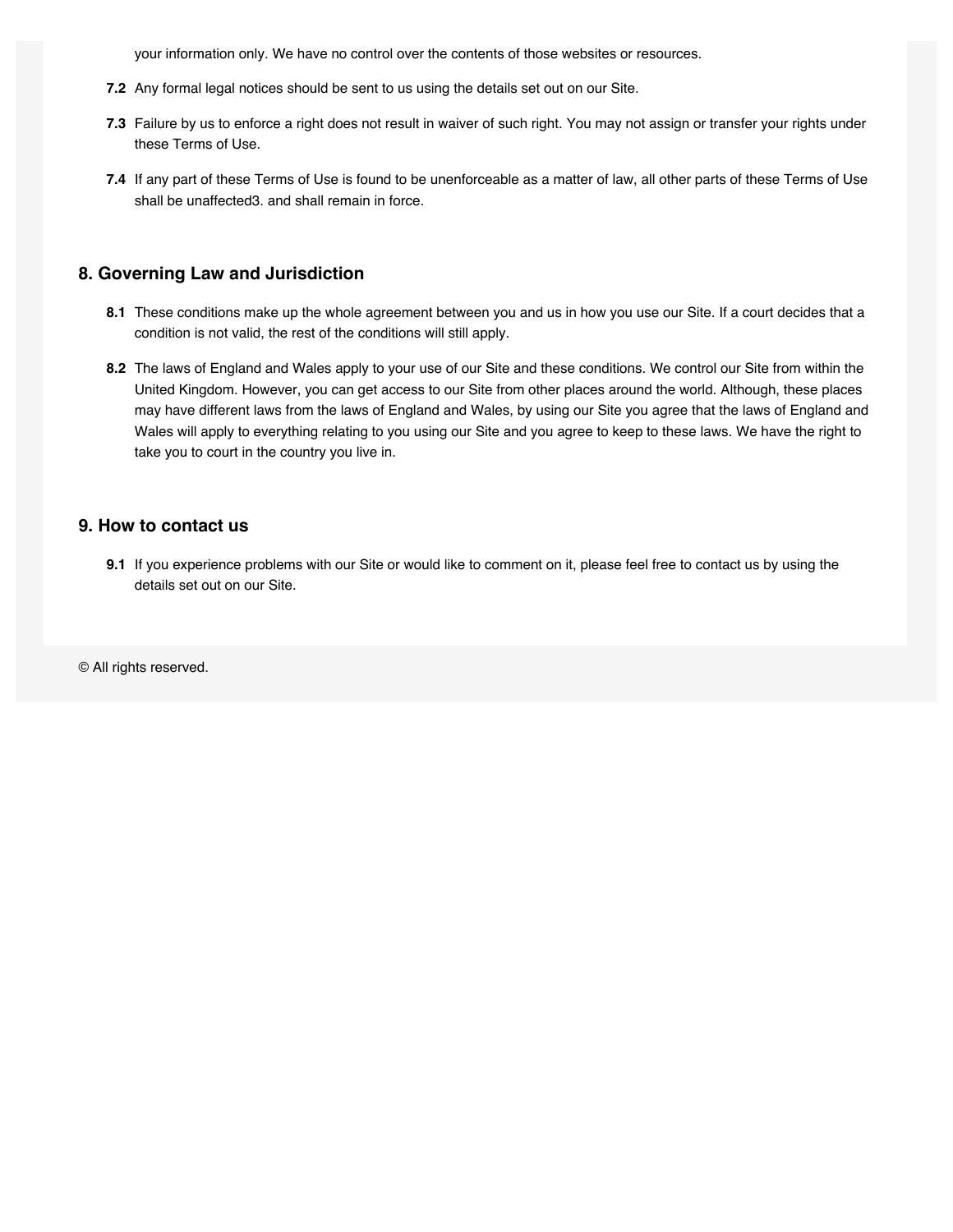your information only. We have no control over the contents of those websites or resources.

**7.2** Any formal legal notices should be sent to us using the details set out on our Site.

**7.3** Failure by us to enforce a right does not result in waiver of such right. You may not assign or transfer your rights under these Terms of Use.

**7.4** If any part of these Terms of Use is found to be unenforceable as a matter of law, all other parts of these Terms of Use shall be unaffected3. and shall remain in force.

## 8. Governing Law and Jurisdiction

**8.1** These conditions make up the whole agreement between you and us in how you use our Site. If a court decides that a condition is not valid, the rest of the conditions will still apply.

**8.2** The laws of England and Wales apply to your use of our Site and these conditions. We control our Site from within the United Kingdom. However, you can get access to our Site from other places around the world. Although, these places may have different laws from the laws of England and Wales, by using our Site you agree that the laws of England and Wales will apply to everything relating to you using our Site and you agree to keep to these laws. We have the right to take you to court in the country you live in.

## 9. How to contact us

**9.1** If you experience problems with our Site or would like to comment on it, please feel free to contact us by using the details set out on our Site.

© All rights reserved.